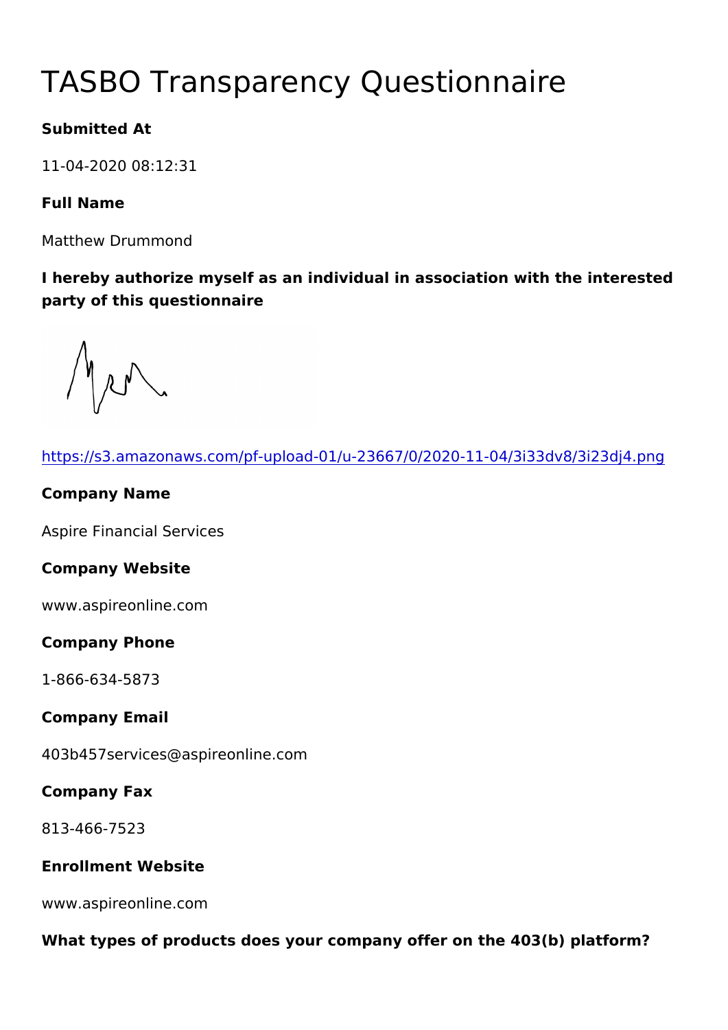# TASBO Transparency Questionnaire

**Submitted At**

11-04-2020 08:12:31

**Full Name**

Matthew Drummond

**I hereby authorize myself as an individual in association with the interested party of this questionnaire**

https://s3.amazonaws.com/pf-upload-01/u-23667/0/2020-11-04/3i33dv8/3i23dj4.png

**Company Name**

Aspire Financial Services

**Company Website**

www.aspireonline.com

**Company Phone**

1-866-634-5873

**Company Email**

403b457services@aspireonline.com

**Company Fax**

813-466-7523

**Enrollment Website**

www.aspireonline.com

**What types of products does your company offer on the 403(b) platform?**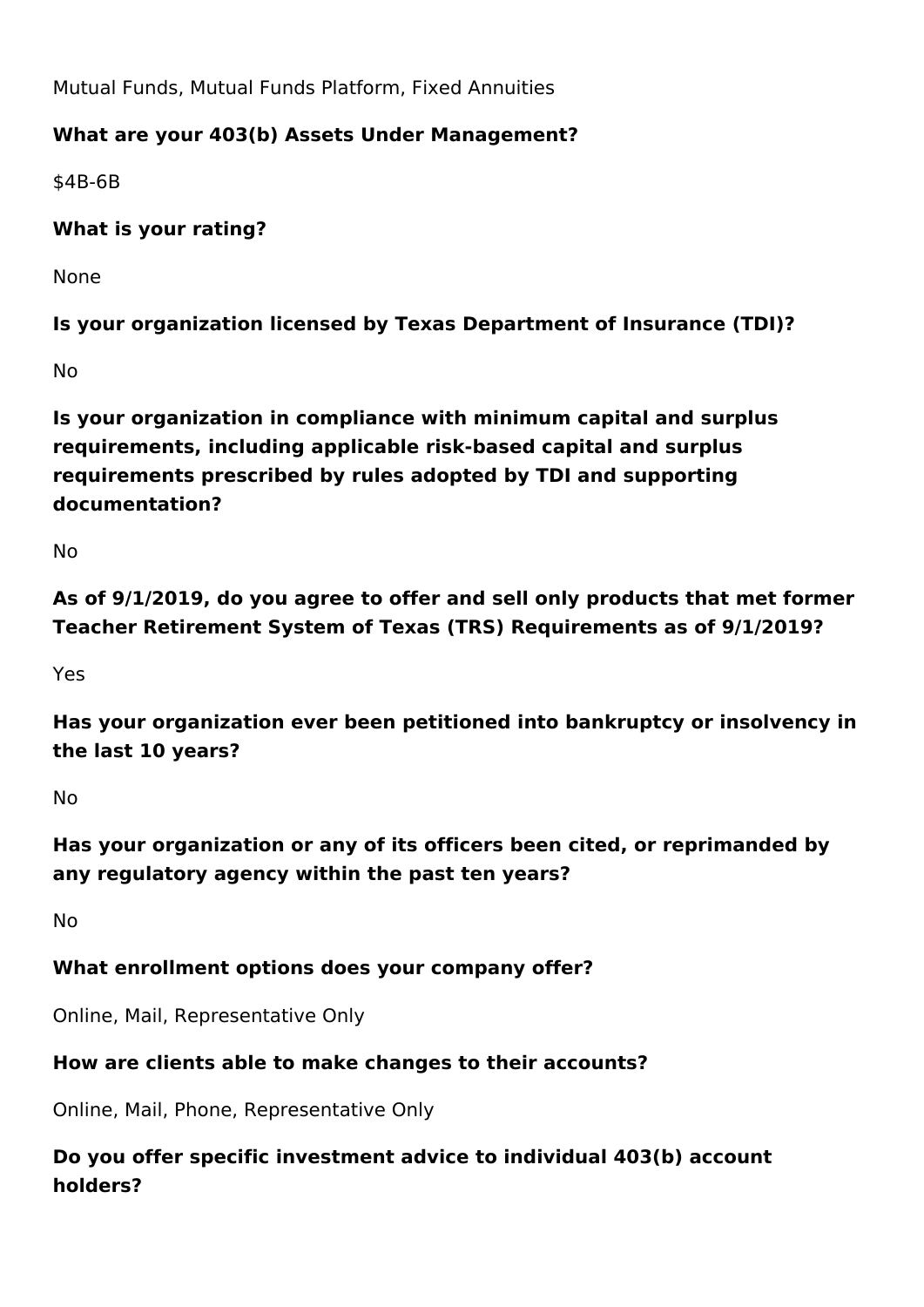Mutual Funds, Mutual Funds Platform, Fixed Annuities

**What are your 403(b) Assets Under Management?**

$4B-6B

**What is your rating?**

None

**Is your organization licensed by Texas Department of Insurance (TDI)?**

No

**Is your organization in compliance with minimum capital and surplus requirements, including applicable risk-based capital and surplus requirements prescribed by rules adopted by TDI and supporting documentation?**

No

**As of 9/1/2019, do you agree to offer and sell only products that met former Teacher Retirement System of Texas (TRS) Requirements as of 9/1/2019?**

Yes

**Has your organization ever been petitioned into bankruptcy or insolvency in the last 10 years?**

No

**Has your organization or any of its officers been cited, or reprimanded by any regulatory agency within the past ten years?**

No

**What enrollment options does your company offer?**

Online, Mail, Representative Only

**How are clients able to make changes to their accounts?**

Online, Mail, Phone, Representative Only

**Do you offer specific investment advice to individual 403(b) account holders?**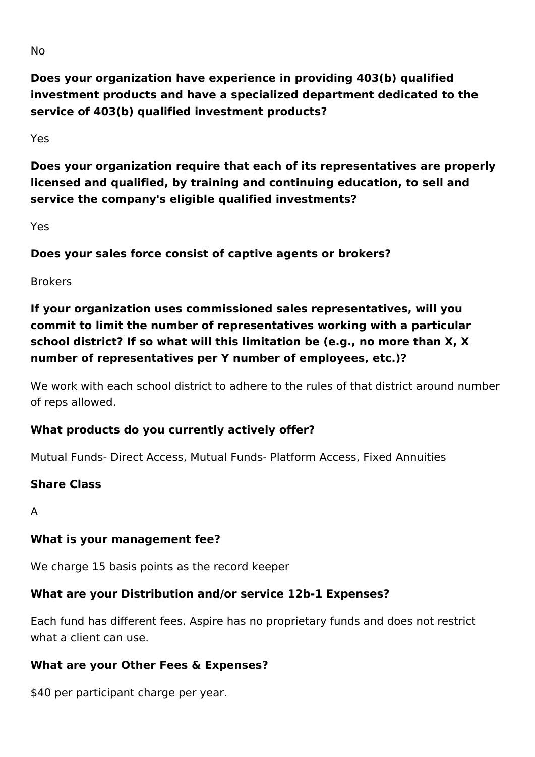No

**Does your organization have experience in providing 403(b) qualified investment products and have a specialized department dedicated to the service of 403(b) qualified investment products?**

Yes

**Does your organization require that each of its representatives are properly licensed and qualified, by training and continuing education, to sell and service the company's eligible qualified investments?**

Yes

**Does your sales force consist of captive agents or brokers?**

Brokers

**If your organization uses commissioned sales representatives, will you commit to limit the number of representatives working with a particular school district? If so what will this limitation be (e.g., no more than X, X number of representatives per Y number of employees, etc.)?**

We work with each school district to adhere to the rules of that district around number of reps allowed.

**What products do you currently actively offer?**

Mutual Funds- Direct Access, Mutual Funds- Platform Access, Fixed Annuities

**Share Class**

A

**What is your management fee?**

We charge 15 basis points as the record keeper

**What are your Distribution and/or service 12b-1 Expenses?**

Each fund has different fees. Aspire has no proprietary funds and does not restrict what a client can use.

**What are your Other Fees & Expenses?**

$40 per participant charge per year.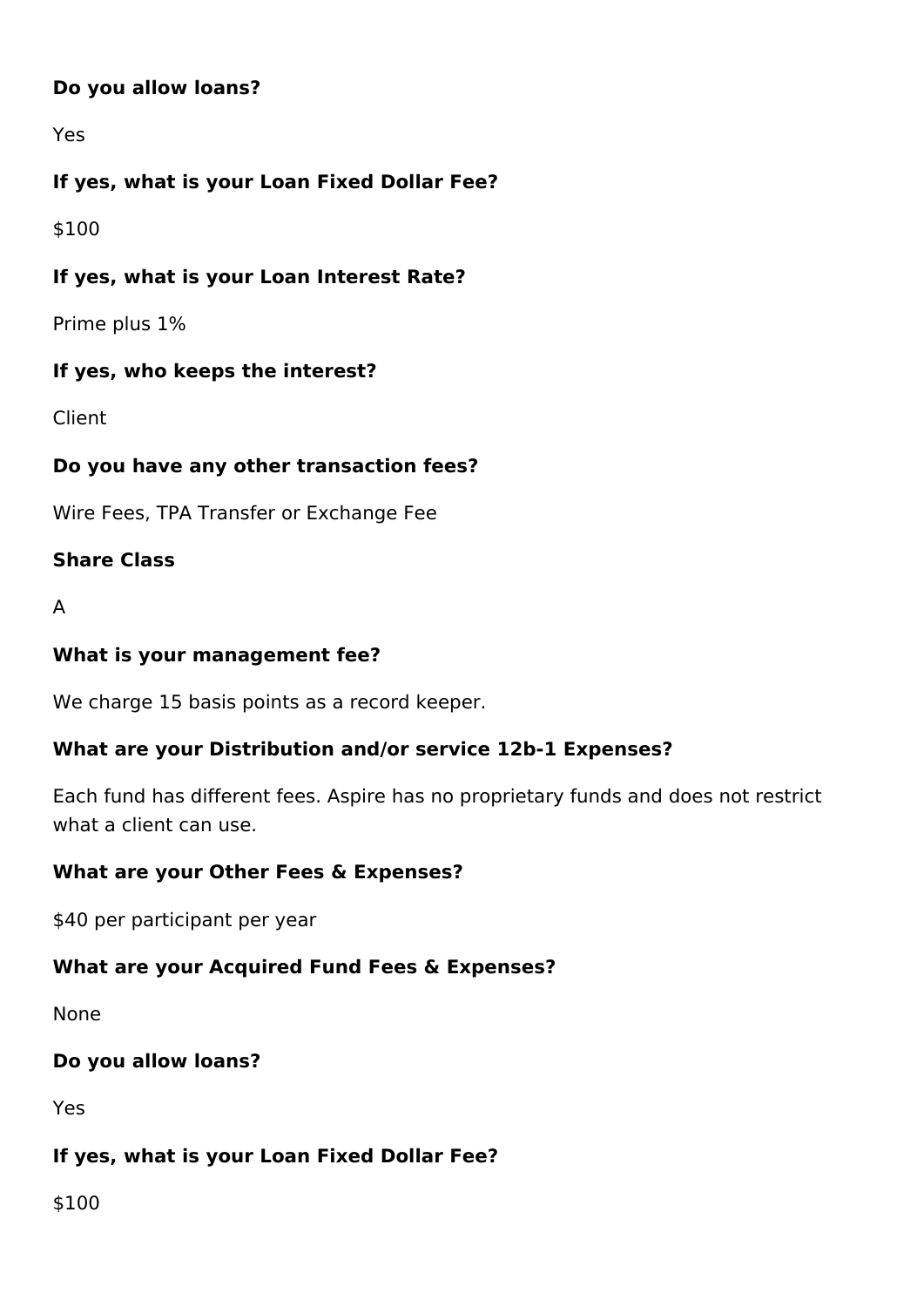**Do you allow loans?**

Yes

**If yes, what is your Loan Fixed Dollar Fee?**

$100

**If yes, what is your Loan Interest Rate?**

Prime plus 1%

**If yes, who keeps the interest?**

Client

**Do you have any other transaction fees?**

Wire Fees, TPA Transfer or Exchange Fee

**Share Class**

A

**What is your management fee?**

We charge 15 basis points as a record keeper.

**What are your Distribution and/or service 12b-1 Expenses?**

Each fund has different fees. Aspire has no proprietary funds and does not restrict what a client can use.

**What are your Other Fees & Expenses?**

$40 per participant per year

**What are your Acquired Fund Fees & Expenses?**

None

**Do you allow loans?**

Yes

**If yes, what is your Loan Fixed Dollar Fee?**

$100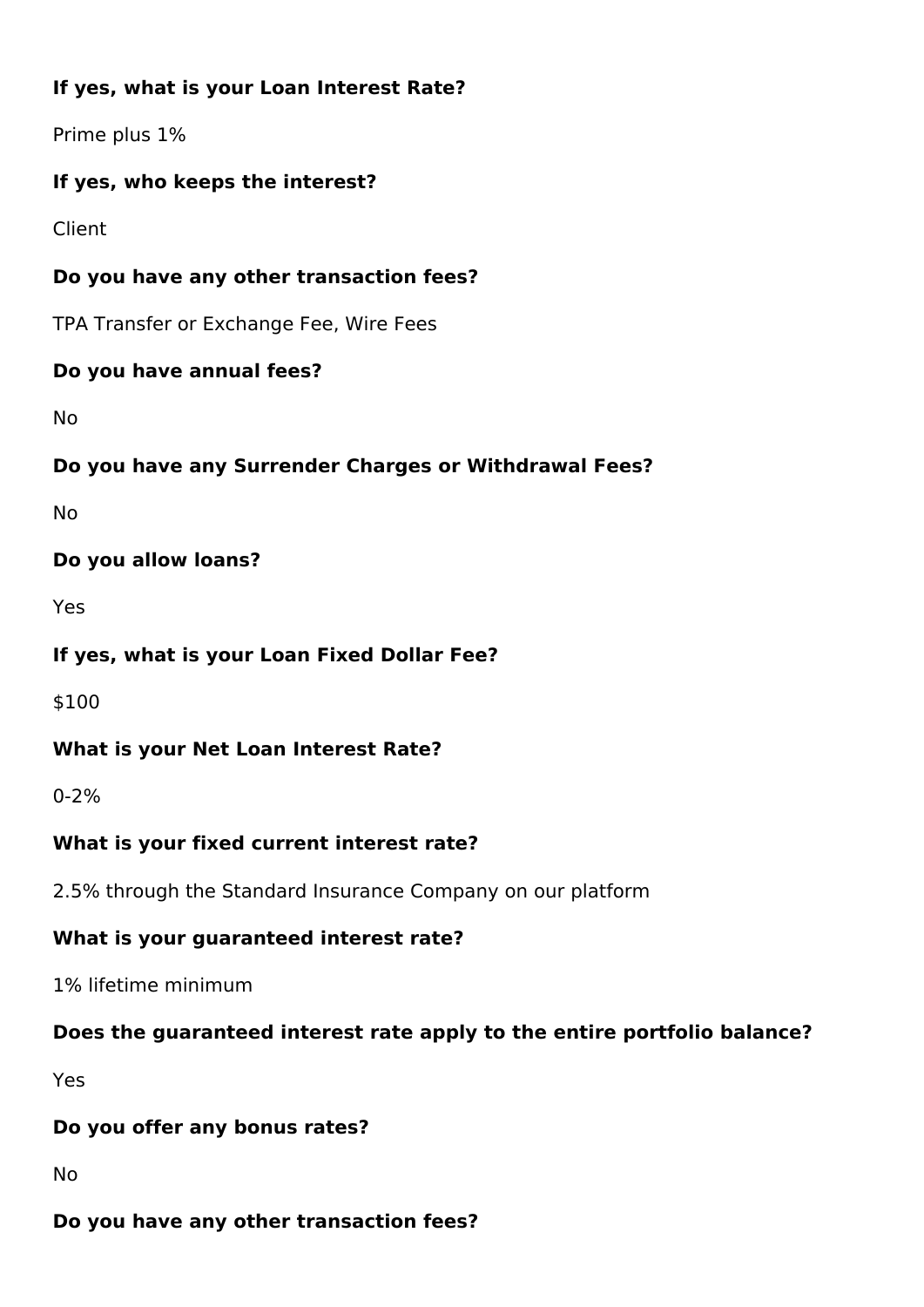**If yes, what is your Loan Interest Rate?**

Prime plus 1%

**If yes, who keeps the interest?**

Client

**Do you have any other transaction fees?**

TPA Transfer or Exchange Fee, Wire Fees

**Do you have annual fees?**

No

**Do you have any Surrender Charges or Withdrawal Fees?**

No

**Do you allow loans?**

Yes

**If yes, what is your Loan Fixed Dollar Fee?**

$100

**What is your Net Loan Interest Rate?**

0-2%

**What is your fixed current interest rate?**

2.5% through the Standard Insurance Company on our platform

**What is your guaranteed interest rate?**

1% lifetime minimum

**Does the guaranteed interest rate apply to the entire portfolio balance?**

Yes

**Do you offer any bonus rates?**

No

**Do you have any other transaction fees?**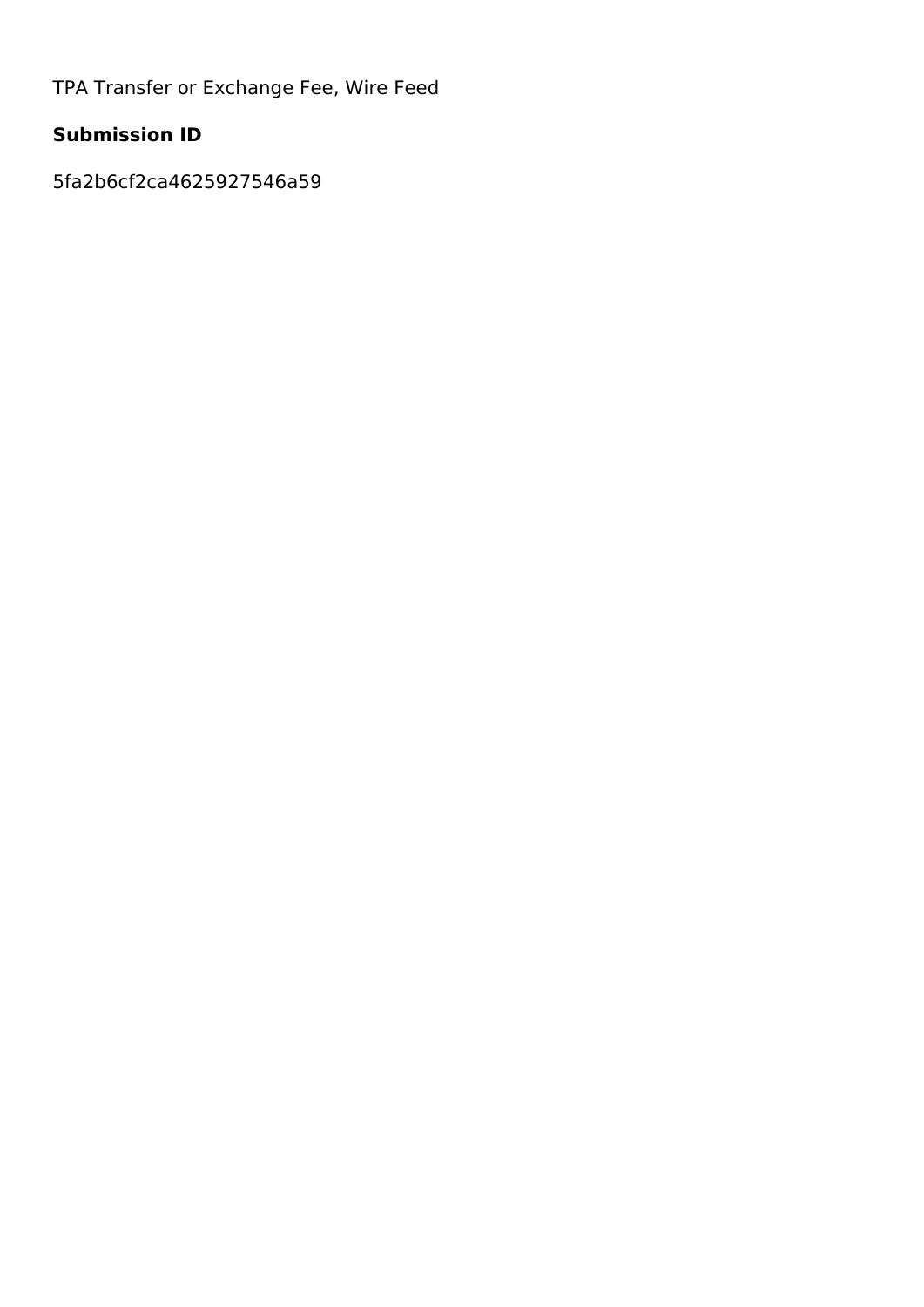TPA Transfer or Exchange Fee, Wire Feed

**Submission ID**

5fa2b6cf2ca4625927546a59